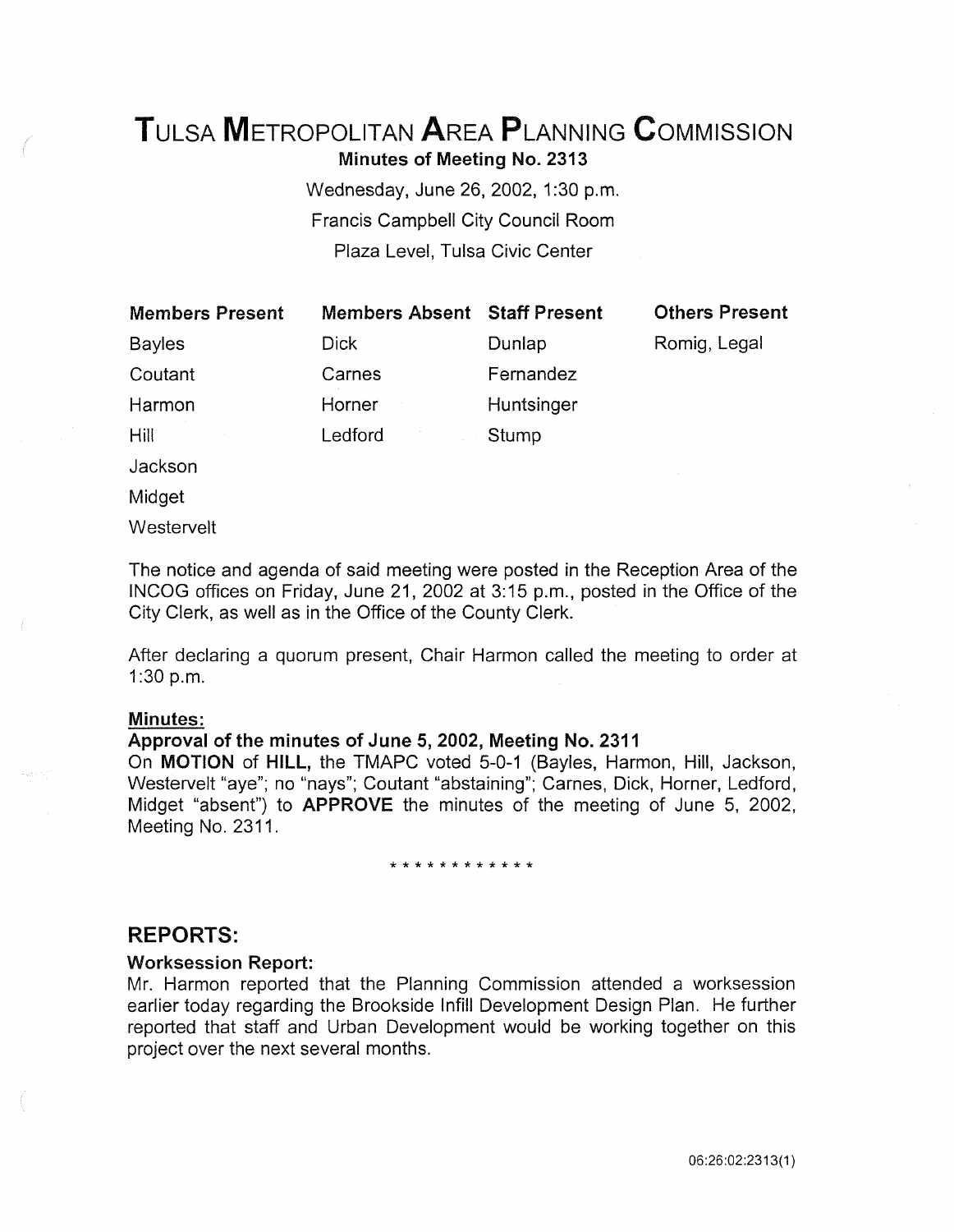# Tulsa Metropolitan Area Planning Commission

**Minutes of Meeting No. 2313**

Wednesday, June 26, 2002, 1:30 p.m.
Francis Campbell City Council Room
Plaza Level, Tulsa Civic Center

| Members Present | Members Absent | Staff Present | Others Present |
|---|---|---|---|
| Bayles | Dick | Dunlap | Romig, Legal |
| Coutant | Carnes | Fernandez | |
| Harmon | Horner | Huntsinger | |
| Hill | Ledford | Stump | |
| Jackson | | | |
| Midget | | | |
| Westervelt | | | |

The notice and agenda of said meeting were posted in the Reception Area of the INCOG offices on Friday, June 21, 2002 at 3:15 p.m., posted in the Office of the City Clerk, as well as in the Office of the County Clerk.

After declaring a quorum present, Chair Harmon called the meeting to order at 1:30 p.m.

**Minutes:**

**Approval of the minutes of June 5, 2002, Meeting No. 2311**

On **MOTION** of **HILL**, the TMAPC voted 5-0-1 (Bayles, Harmon, Hill, Jackson, Westervelt "aye"; no "nays"; Coutant "abstaining"; Carnes, Dick, Horner, Ledford, Midget "absent") to **APPROVE** the minutes of the meeting of June 5, 2002, Meeting No. 2311.

\* \* \* \* \* \* \* \* \* \* \* \*

## REPORTS:

**Worksession Report:**

Mr. Harmon reported that the Planning Commission attended a worksession earlier today regarding the Brookside Infill Development Design Plan. He further reported that staff and Urban Development would be working together on this project over the next several months.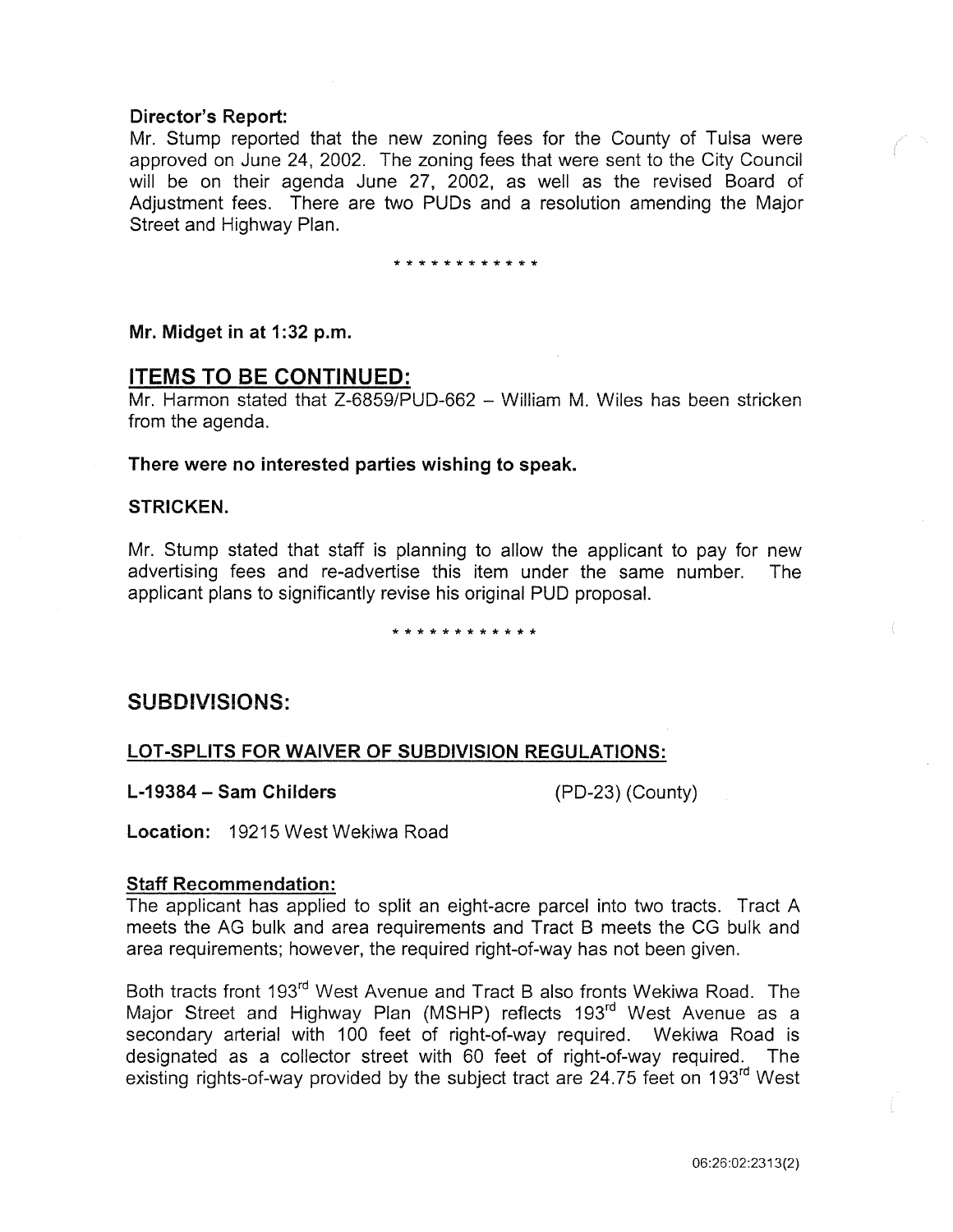**Director's Report:**
Mr. Stump reported that the new zoning fees for the County of Tulsa were approved on June 24, 2002. The zoning fees that were sent to the City Council will be on their agenda June 27, 2002, as well as the revised Board of Adjustment fees. There are two PUDs and a resolution amending the Major Street and Highway Plan.

\* \* \* \* \* \* \* \* \* \* \* \*

**Mr. Midget in at 1:32 p.m.**

## ITEMS TO BE CONTINUED:

Mr. Harmon stated that Z-6859/PUD-662 – William M. Wiles has been stricken from the agenda.

**There were no interested parties wishing to speak.**

**STRICKEN.**

Mr. Stump stated that staff is planning to allow the applicant to pay for new advertising fees and re-advertise this item under the same number. The applicant plans to significantly revise his original PUD proposal.

\* \* \* \* \* \* \* \* \* \* \* \*

## SUBDIVISIONS:

### LOT-SPLITS FOR WAIVER OF SUBDIVISION REGULATIONS:

**L-19384 – Sam Childers** (PD-23) (County)

**Location:** 19215 West Wekiwa Road

**Staff Recommendation:**

The applicant has applied to split an eight-acre parcel into two tracts. Tract A meets the AG bulk and area requirements and Tract B meets the CG bulk and area requirements; however, the required right-of-way has not been given.

Both tracts front 193rd West Avenue and Tract B also fronts Wekiwa Road. The Major Street and Highway Plan (MSHP) reflects 193rd West Avenue as a secondary arterial with 100 feet of right-of-way required. Wekiwa Road is designated as a collector street with 60 feet of right-of-way required. The existing rights-of-way provided by the subject tract are 24.75 feet on 193rd West

06:26:02:2313(2)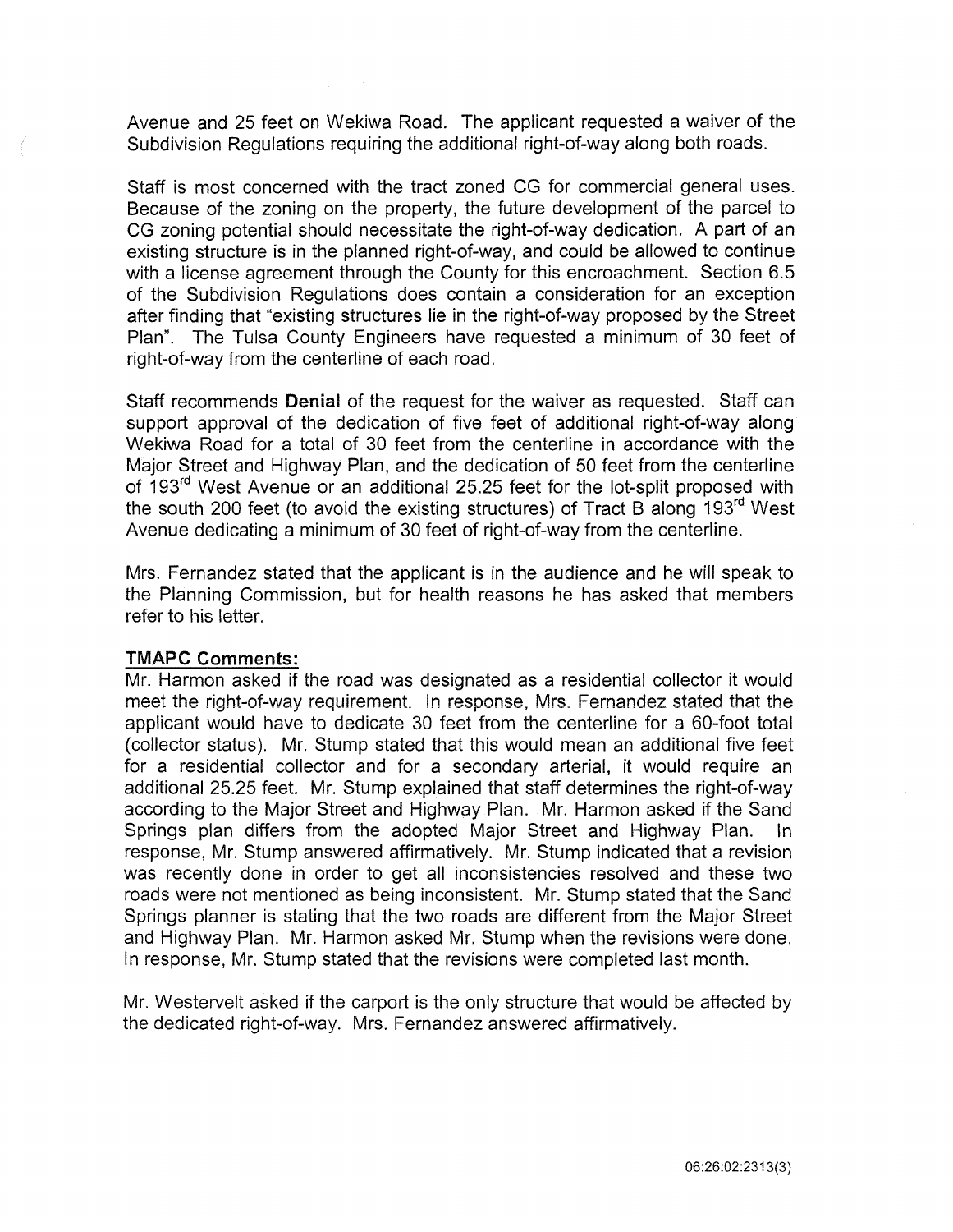Avenue and 25 feet on Wekiwa Road. The applicant requested a waiver of the Subdivision Regulations requiring the additional right-of-way along both roads.

Staff is most concerned with the tract zoned CG for commercial general uses. Because of the zoning on the property, the future development of the parcel to CG zoning potential should necessitate the right-of-way dedication. A part of an existing structure is in the planned right-of-way, and could be allowed to continue with a license agreement through the County for this encroachment. Section 6.5 of the Subdivision Regulations does contain a consideration for an exception after finding that "existing structures lie in the right-of-way proposed by the Street Plan". The Tulsa County Engineers have requested a minimum of 30 feet of right-of-way from the centerline of each road.

Staff recommends **Denial** of the request for the waiver as requested. Staff can support approval of the dedication of five feet of additional right-of-way along Wekiwa Road for a total of 30 feet from the centerline in accordance with the Major Street and Highway Plan, and the dedication of 50 feet from the centerline of 193rd West Avenue or an additional 25.25 feet for the lot-split proposed with the south 200 feet (to avoid the existing structures) of Tract B along 193rd West Avenue dedicating a minimum of 30 feet of right-of-way from the centerline.

Mrs. Fernandez stated that the applicant is in the audience and he will speak to the Planning Commission, but for health reasons he has asked that members refer to his letter.

**TMAPC Comments:**

Mr. Harmon asked if the road was designated as a residential collector it would meet the right-of-way requirement. In response, Mrs. Fernandez stated that the applicant would have to dedicate 30 feet from the centerline for a 60-foot total (collector status). Mr. Stump stated that this would mean an additional five feet for a residential collector and for a secondary arterial, it would require an additional 25.25 feet. Mr. Stump explained that staff determines the right-of-way according to the Major Street and Highway Plan. Mr. Harmon asked if the Sand Springs plan differs from the adopted Major Street and Highway Plan. In response, Mr. Stump answered affirmatively. Mr. Stump indicated that a revision was recently done in order to get all inconsistencies resolved and these two roads were not mentioned as being inconsistent. Mr. Stump stated that the Sand Springs planner is stating that the two roads are different from the Major Street and Highway Plan. Mr. Harmon asked Mr. Stump when the revisions were done. In response, Mr. Stump stated that the revisions were completed last month.

Mr. Westervelt asked if the carport is the only structure that would be affected by the dedicated right-of-way. Mrs. Fernandez answered affirmatively.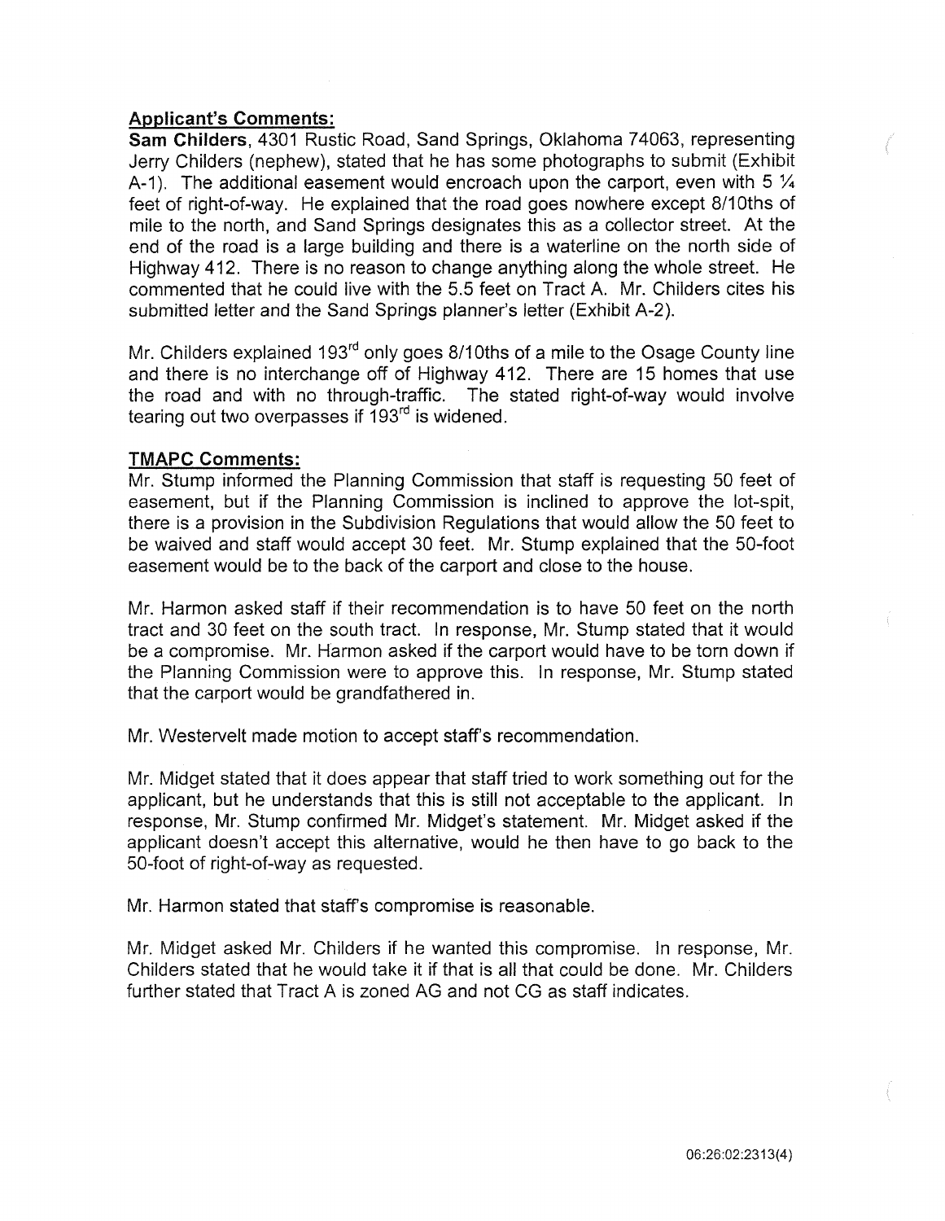**Applicant's Comments:**

**Sam Childers**, 4301 Rustic Road, Sand Springs, Oklahoma 74063, representing Jerry Childers (nephew), stated that he has some photographs to submit (Exhibit A-1). The additional easement would encroach upon the carport, even with 5 ¼ feet of right-of-way. He explained that the road goes nowhere except 8/10ths of mile to the north, and Sand Springs designates this as a collector street. At the end of the road is a large building and there is a waterline on the north side of Highway 412. There is no reason to change anything along the whole street. He commented that he could live with the 5.5 feet on Tract A. Mr. Childers cites his submitted letter and the Sand Springs planner's letter (Exhibit A-2).

Mr. Childers explained 193rd only goes 8/10ths of a mile to the Osage County line and there is no interchange off of Highway 412. There are 15 homes that use the road and with no through-traffic. The stated right-of-way would involve tearing out two overpasses if 193rd is widened.

**TMAPC Comments:**

Mr. Stump informed the Planning Commission that staff is requesting 50 feet of easement, but if the Planning Commission is inclined to approve the lot-spit, there is a provision in the Subdivision Regulations that would allow the 50 feet to be waived and staff would accept 30 feet. Mr. Stump explained that the 50-foot easement would be to the back of the carport and close to the house.

Mr. Harmon asked staff if their recommendation is to have 50 feet on the north tract and 30 feet on the south tract. In response, Mr. Stump stated that it would be a compromise. Mr. Harmon asked if the carport would have to be torn down if the Planning Commission were to approve this. In response, Mr. Stump stated that the carport would be grandfathered in.

Mr. Westervelt made motion to accept staff's recommendation.

Mr. Midget stated that it does appear that staff tried to work something out for the applicant, but he understands that this is still not acceptable to the applicant. In response, Mr. Stump confirmed Mr. Midget's statement. Mr. Midget asked if the applicant doesn't accept this alternative, would he then have to go back to the 50-foot of right-of-way as requested.

Mr. Harmon stated that staff's compromise is reasonable.

Mr. Midget asked Mr. Childers if he wanted this compromise. In response, Mr. Childers stated that he would take it if that is all that could be done. Mr. Childers further stated that Tract A is zoned AG and not CG as staff indicates.

06:26:02:2313(4)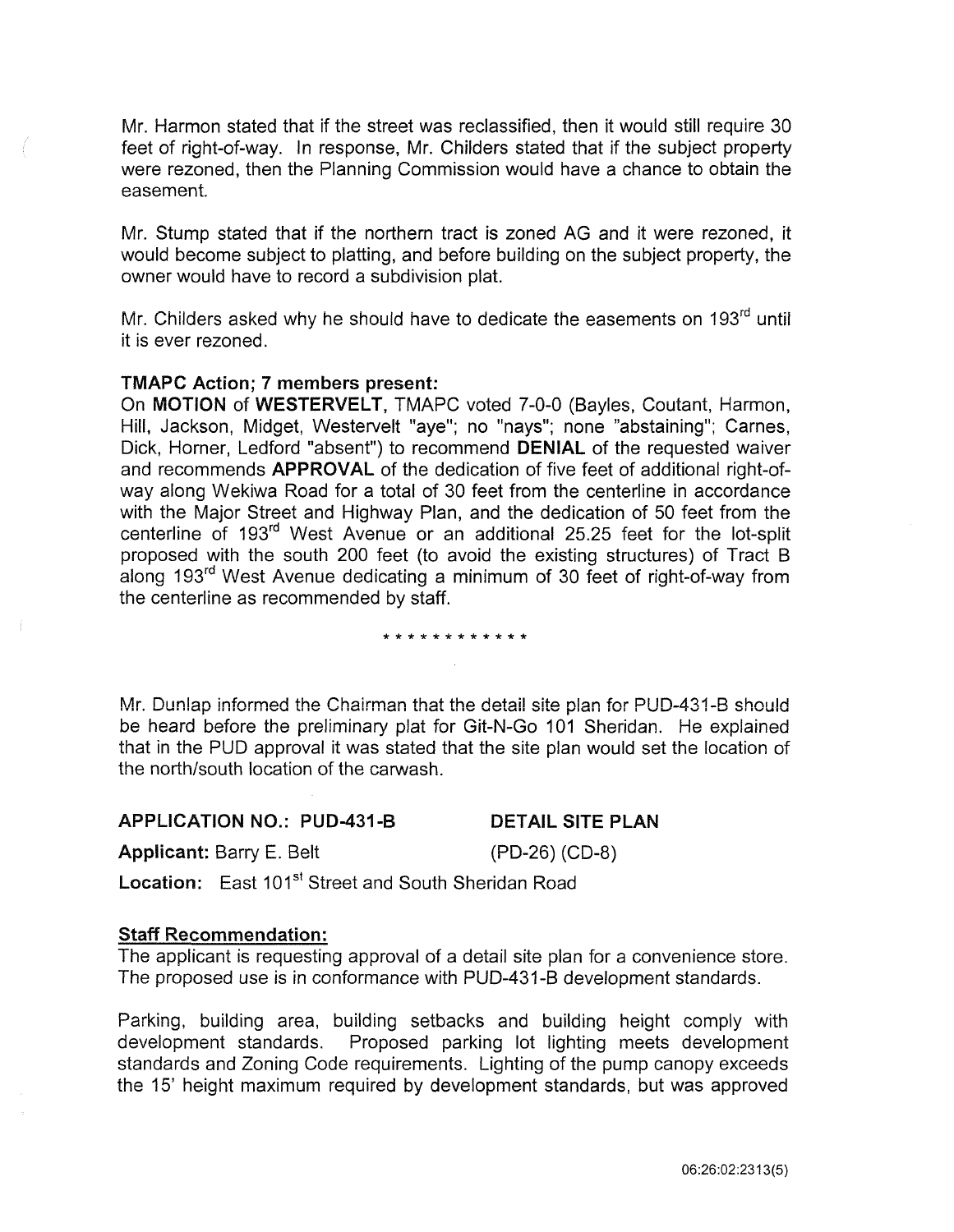Mr. Harmon stated that if the street was reclassified, then it would still require 30 feet of right-of-way. In response, Mr. Childers stated that if the subject property were rezoned, then the Planning Commission would have a chance to obtain the easement.

Mr. Stump stated that if the northern tract is zoned AG and it were rezoned, it would become subject to platting, and before building on the subject property, the owner would have to record a subdivision plat.

Mr. Childers asked why he should have to dedicate the easements on 193rd until it is ever rezoned.

**TMAPC Action; 7 members present:**

On **MOTION** of **WESTERVELT**, TMAPC voted 7-0-0 (Bayles, Coutant, Harmon, Hill, Jackson, Midget, Westervelt "aye"; no "nays"; none "abstaining"; Carnes, Dick, Horner, Ledford "absent") to recommend **DENIAL** of the requested waiver and recommends **APPROVAL** of the dedication of five feet of additional right-of-way along Wekiwa Road for a total of 30 feet from the centerline in accordance with the Major Street and Highway Plan, and the dedication of 50 feet from the centerline of 193rd West Avenue or an additional 25.25 feet for the lot-split proposed with the south 200 feet (to avoid the existing structures) of Tract B along 193rd West Avenue dedicating a minimum of 30 feet of right-of-way from the centerline as recommended by staff.

\* \* \* \* \* \* \* \* \* \* \* \*

Mr. Dunlap informed the Chairman that the detail site plan for PUD-431-B should be heard before the preliminary plat for Git-N-Go 101 Sheridan. He explained that in the PUD approval it was stated that the site plan would set the location of the north/south location of the carwash.

**APPLICATION NO.: PUD-431-B** **DETAIL SITE PLAN**

**Applicant:** Barry E. Belt (PD-26) (CD-8)

**Location:** East 101st Street and South Sheridan Road

**Staff Recommendation:**

The applicant is requesting approval of a detail site plan for a convenience store. The proposed use is in conformance with PUD-431-B development standards.

Parking, building area, building setbacks and building height comply with development standards. Proposed parking lot lighting meets development standards and Zoning Code requirements. Lighting of the pump canopy exceeds the 15' height maximum required by development standards, but was approved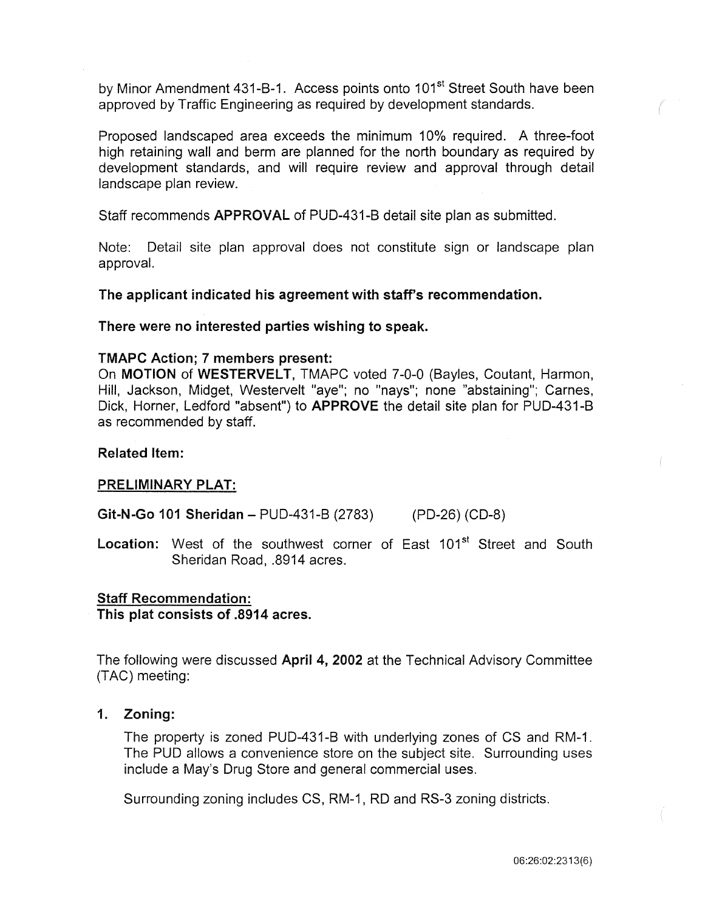by Minor Amendment 431-B-1. Access points onto 101st Street South have been approved by Traffic Engineering as required by development standards.

Proposed landscaped area exceeds the minimum 10% required. A three-foot high retaining wall and berm are planned for the north boundary as required by development standards, and will require review and approval through detail landscape plan review.

Staff recommends **APPROVAL** of PUD-431-B detail site plan as submitted.

Note: Detail site plan approval does not constitute sign or landscape plan approval.

**The applicant indicated his agreement with staff's recommendation.**

**There were no interested parties wishing to speak.**

**TMAPC Action; 7 members present:**
On **MOTION** of **WESTERVELT**, TMAPC voted 7-0-0 (Bayles, Coutant, Harmon, Hill, Jackson, Midget, Westervelt "aye"; no "nays"; none "abstaining"; Carnes, Dick, Horner, Ledford "absent") to **APPROVE** the detail site plan for PUD-431-B as recommended by staff.

**Related Item:**

**PRELIMINARY PLAT:**

**Git-N-Go 101 Sheridan** – PUD-431-B (2783) (PD-26) (CD-8)

**Location:** West of the southwest corner of East 101st Street and South Sheridan Road, .8914 acres.

**Staff Recommendation:**
**This plat consists of .8914 acres.**

The following were discussed **April 4, 2002** at the Technical Advisory Committee (TAC) meeting:

1. **Zoning:**

   The property is zoned PUD-431-B with underlying zones of CS and RM-1. The PUD allows a convenience store on the subject site. Surrounding uses include a May's Drug Store and general commercial uses.

   Surrounding zoning includes CS, RM-1, RD and RS-3 zoning districts.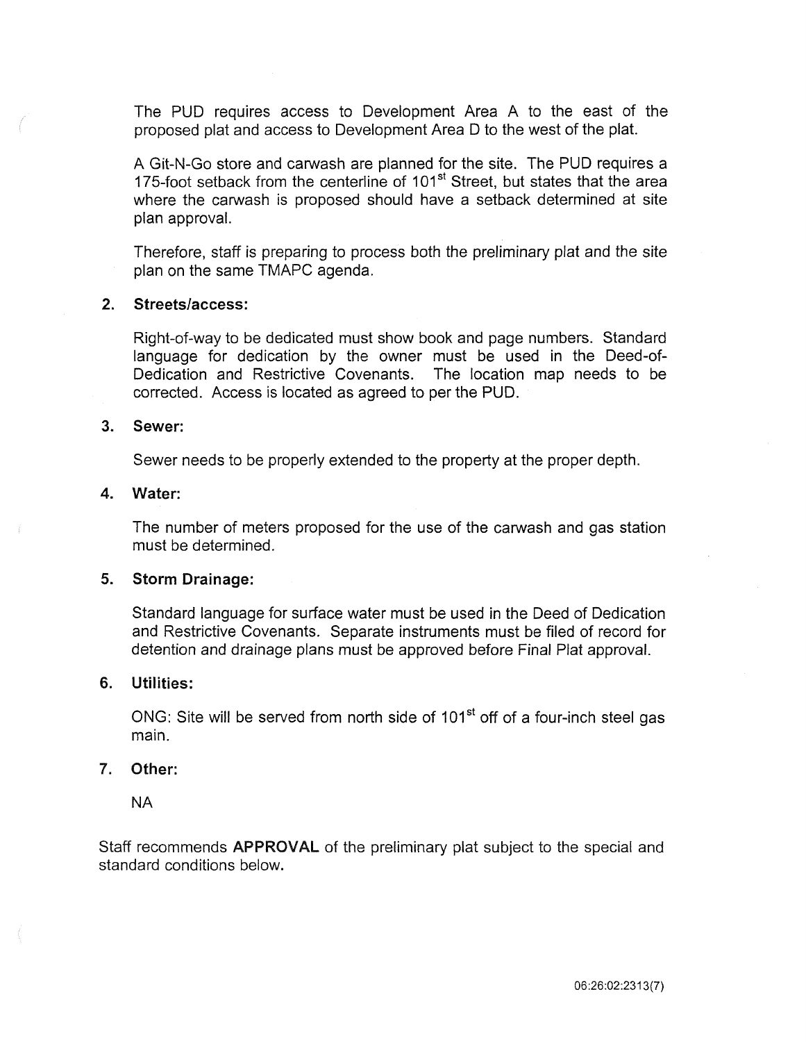The PUD requires access to Development Area A to the east of the proposed plat and access to Development Area D to the west of the plat.

A Git-N-Go store and carwash are planned for the site. The PUD requires a 175-foot setback from the centerline of 101st Street, but states that the area where the carwash is proposed should have a setback determined at site plan approval.

Therefore, staff is preparing to process both the preliminary plat and the site plan on the same TMAPC agenda.

2. **Streets/access:**

   Right-of-way to be dedicated must show book and page numbers. Standard language for dedication by the owner must be used in the Deed-of-Dedication and Restrictive Covenants. The location map needs to be corrected. Access is located as agreed to per the PUD.

3. **Sewer:**

   Sewer needs to be properly extended to the property at the proper depth.

4. **Water:**

   The number of meters proposed for the use of the carwash and gas station must be determined.

5. **Storm Drainage:**

   Standard language for surface water must be used in the Deed of Dedication and Restrictive Covenants. Separate instruments must be filed of record for detention and drainage plans must be approved before Final Plat approval.

6. **Utilities:**

   ONG: Site will be served from north side of 101st off of a four-inch steel gas main.

7. **Other:**

   NA

Staff recommends **APPROVAL** of the preliminary plat subject to the special and standard conditions below.

06:26:02:2313(7)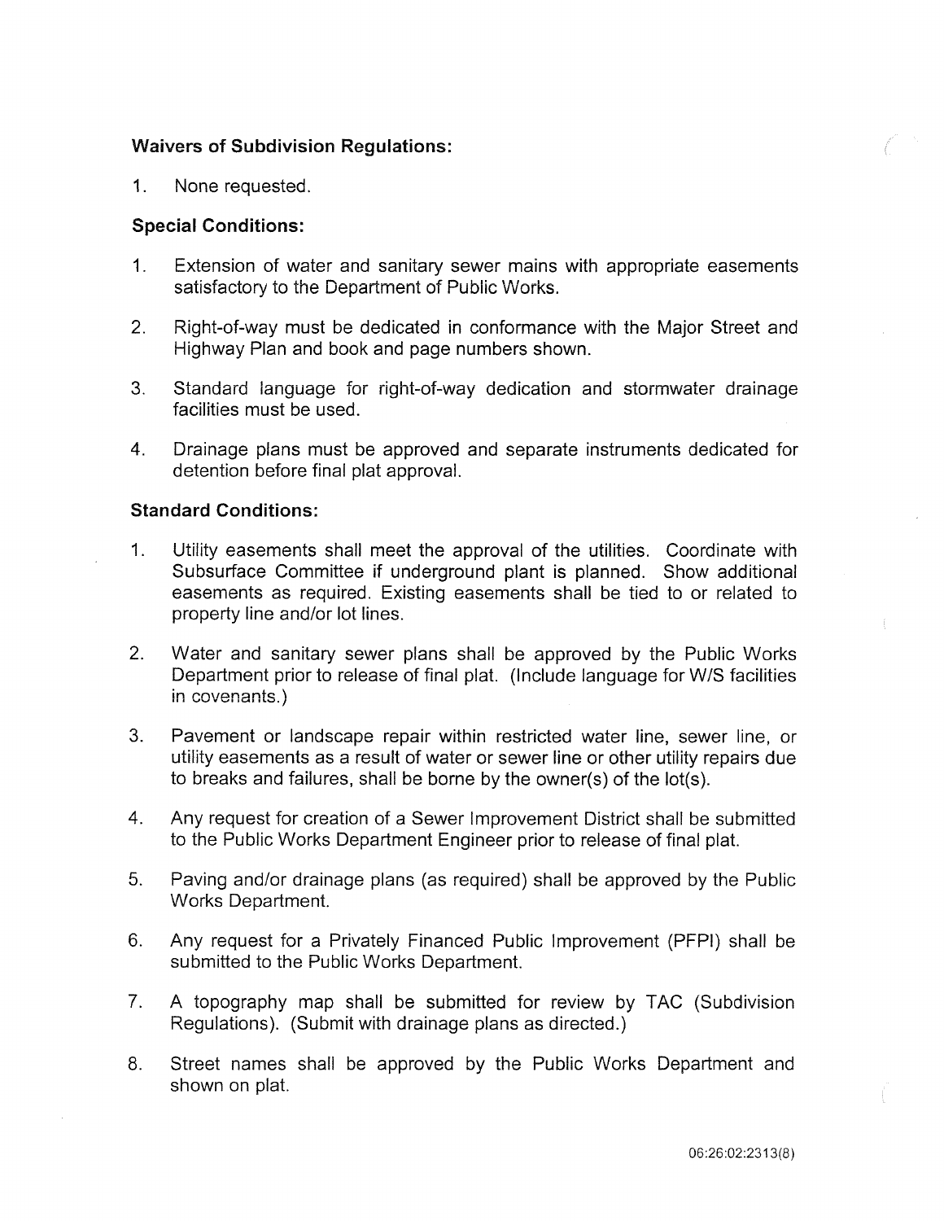**Waivers of Subdivision Regulations:**

1. None requested.

**Special Conditions:**

1. Extension of water and sanitary sewer mains with appropriate easements satisfactory to the Department of Public Works.

2. Right-of-way must be dedicated in conformance with the Major Street and Highway Plan and book and page numbers shown.

3. Standard language for right-of-way dedication and stormwater drainage facilities must be used.

4. Drainage plans must be approved and separate instruments dedicated for detention before final plat approval.

**Standard Conditions:**

1. Utility easements shall meet the approval of the utilities. Coordinate with Subsurface Committee if underground plant is planned. Show additional easements as required. Existing easements shall be tied to or related to property line and/or lot lines.

2. Water and sanitary sewer plans shall be approved by the Public Works Department prior to release of final plat. (Include language for W/S facilities in covenants.)

3. Pavement or landscape repair within restricted water line, sewer line, or utility easements as a result of water or sewer line or other utility repairs due to breaks and failures, shall be borne by the owner(s) of the lot(s).

4. Any request for creation of a Sewer Improvement District shall be submitted to the Public Works Department Engineer prior to release of final plat.

5. Paving and/or drainage plans (as required) shall be approved by the Public Works Department.

6. Any request for a Privately Financed Public Improvement (PFPI) shall be submitted to the Public Works Department.

7. A topography map shall be submitted for review by TAC (Subdivision Regulations). (Submit with drainage plans as directed.)

8. Street names shall be approved by the Public Works Department and shown on plat.

06:26:02:2313(8)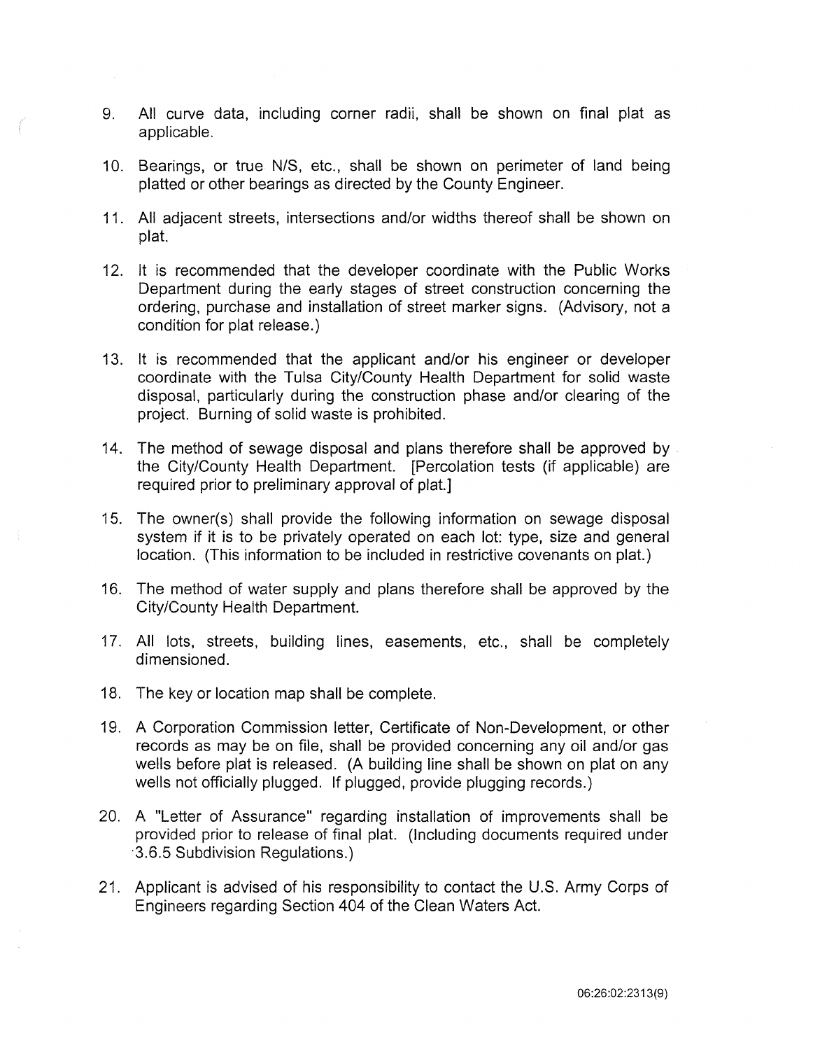9. All curve data, including corner radii, shall be shown on final plat as applicable.

10. Bearings, or true N/S, etc., shall be shown on perimeter of land being platted or other bearings as directed by the County Engineer.

11. All adjacent streets, intersections and/or widths thereof shall be shown on plat.

12. It is recommended that the developer coordinate with the Public Works Department during the early stages of street construction concerning the ordering, purchase and installation of street marker signs. (Advisory, not a condition for plat release.)

13. It is recommended that the applicant and/or his engineer or developer coordinate with the Tulsa City/County Health Department for solid waste disposal, particularly during the construction phase and/or clearing of the project. Burning of solid waste is prohibited.

14. The method of sewage disposal and plans therefore shall be approved by the City/County Health Department. [Percolation tests (if applicable) are required prior to preliminary approval of plat.]

15. The owner(s) shall provide the following information on sewage disposal system if it is to be privately operated on each lot: type, size and general location. (This information to be included in restrictive covenants on plat.)

16. The method of water supply and plans therefore shall be approved by the City/County Health Department.

17. All lots, streets, building lines, easements, etc., shall be completely dimensioned.

18. The key or location map shall be complete.

19. A Corporation Commission letter, Certificate of Non-Development, or other records as may be on file, shall be provided concerning any oil and/or gas wells before plat is released. (A building line shall be shown on plat on any wells not officially plugged. If plugged, provide plugging records.)

20. A "Letter of Assurance" regarding installation of improvements shall be provided prior to release of final plat. (Including documents required under 3.6.5 Subdivision Regulations.)

21. Applicant is advised of his responsibility to contact the U.S. Army Corps of Engineers regarding Section 404 of the Clean Waters Act.

06:26:02:2313(9)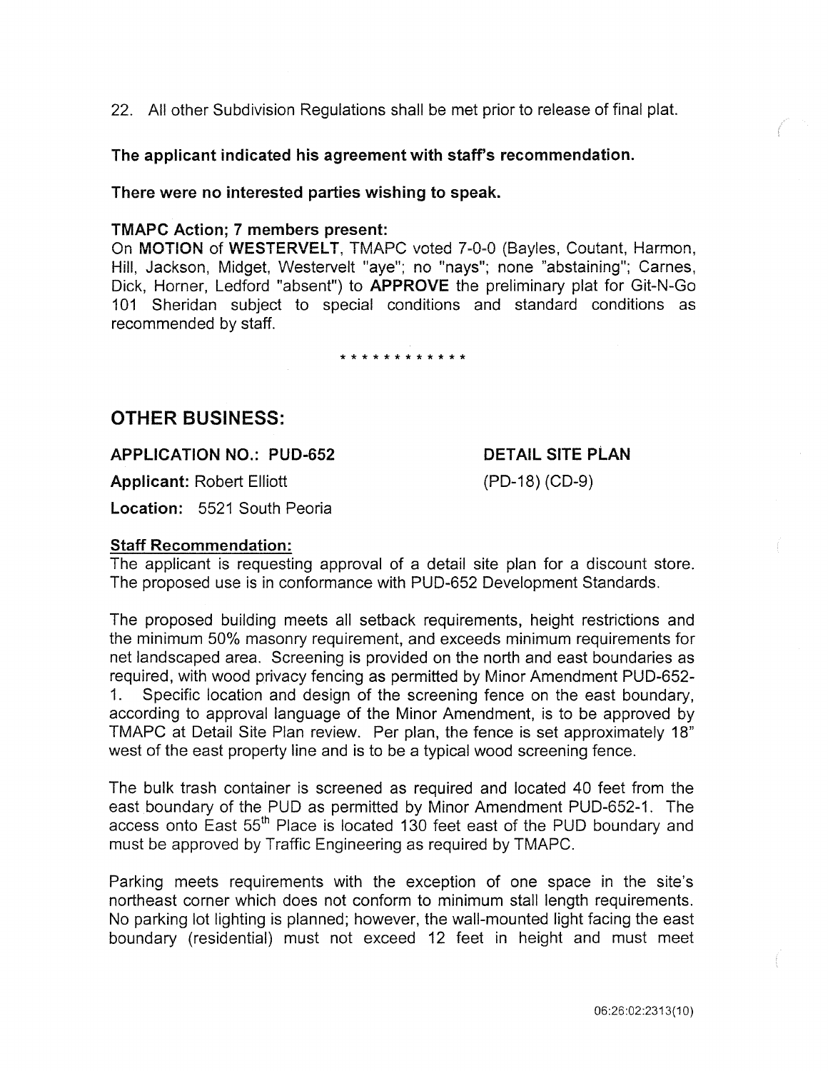22. All other Subdivision Regulations shall be met prior to release of final plat.

**The applicant indicated his agreement with staff's recommendation.**

**There were no interested parties wishing to speak.**

**TMAPC Action; 7 members present:**

On **MOTION** of **WESTERVELT**, TMAPC voted 7-0-0 (Bayles, Coutant, Harmon, Hill, Jackson, Midget, Westervelt "aye"; no "nays"; none "abstaining"; Carnes, Dick, Horner, Ledford "absent") to **APPROVE** the preliminary plat for Git-N-Go 101 Sheridan subject to special conditions and standard conditions as recommended by staff.

\* \* \* \* \* \* \* \* \* \* \* \*

## OTHER BUSINESS:

**APPLICATION NO.: PUD-652** **DETAIL SITE PLAN**

**Applicant:** Robert Elliott (PD-18) (CD-9)

**Location:** 5521 South Peoria

**Staff Recommendation:**

The applicant is requesting approval of a detail site plan for a discount store. The proposed use is in conformance with PUD-652 Development Standards.

The proposed building meets all setback requirements, height restrictions and the minimum 50% masonry requirement, and exceeds minimum requirements for net landscaped area. Screening is provided on the north and east boundaries as required, with wood privacy fencing as permitted by Minor Amendment PUD-652-1. Specific location and design of the screening fence on the east boundary, according to approval language of the Minor Amendment, is to be approved by TMAPC at Detail Site Plan review. Per plan, the fence is set approximately 18" west of the east property line and is to be a typical wood screening fence.

The bulk trash container is screened as required and located 40 feet from the east boundary of the PUD as permitted by Minor Amendment PUD-652-1. The access onto East 55th Place is located 130 feet east of the PUD boundary and must be approved by Traffic Engineering as required by TMAPC.

Parking meets requirements with the exception of one space in the site's northeast corner which does not conform to minimum stall length requirements. No parking lot lighting is planned; however, the wall-mounted light facing the east boundary (residential) must not exceed 12 feet in height and must meet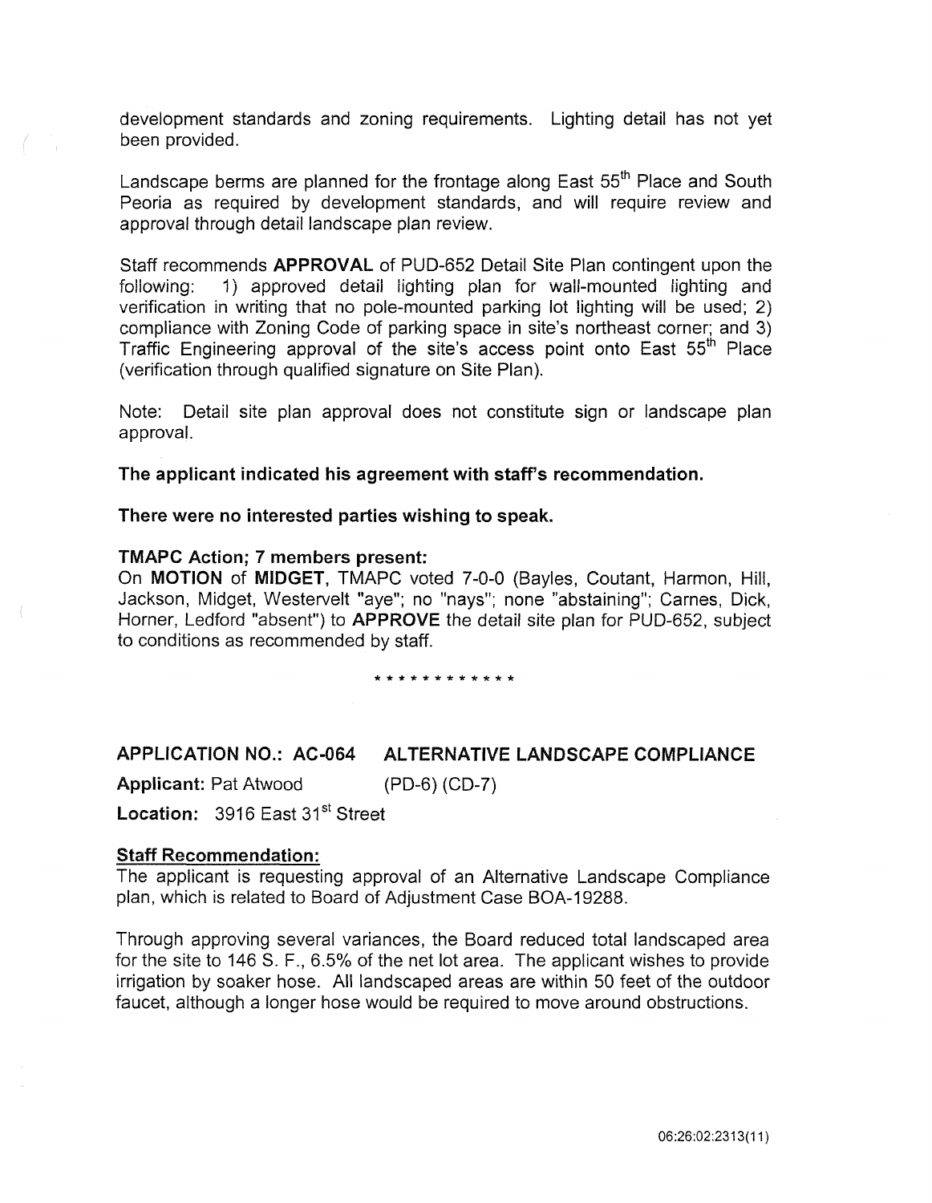development standards and zoning requirements. Lighting detail has not yet been provided.

Landscape berms are planned for the frontage along East 55th Place and South Peoria as required by development standards, and will require review and approval through detail landscape plan review.

Staff recommends **APPROVAL** of PUD-652 Detail Site Plan contingent upon the following: 1) approved detail lighting plan for wall-mounted lighting and verification in writing that no pole-mounted parking lot lighting will be used; 2) compliance with Zoning Code of parking space in site's northeast corner; and 3) Traffic Engineering approval of the site's access point onto East 55th Place (verification through qualified signature on Site Plan).

Note: Detail site plan approval does not constitute sign or landscape plan approval.

**The applicant indicated his agreement with staff's recommendation.**

**There were no interested parties wishing to speak.**

**TMAPC Action; 7 members present:**
On **MOTION** of **MIDGET,** TMAPC voted 7-0-0 (Bayles, Coutant, Harmon, Hill, Jackson, Midget, Westervelt "aye"; no "nays"; none "abstaining"; Carnes, Dick, Horner, Ledford "absent") to **APPROVE** the detail site plan for PUD-652, subject to conditions as recommended by staff.

* * * * * * * * * * * *

**APPLICATION NO.: AC-064 ALTERNATIVE LANDSCAPE COMPLIANCE**

**Applicant:** Pat Atwood (PD-6) (CD-7)

**Location:** 3916 East 31st Street

**Staff Recommendation:**
The applicant is requesting approval of an Alternative Landscape Compliance plan, which is related to Board of Adjustment Case BOA-19288.

Through approving several variances, the Board reduced total landscaped area for the site to 146 S. F., 6.5% of the net lot area. The applicant wishes to provide irrigation by soaker hose. All landscaped areas are within 50 feet of the outdoor faucet, although a longer hose would be required to move around obstructions.

06:26:02:2313(11)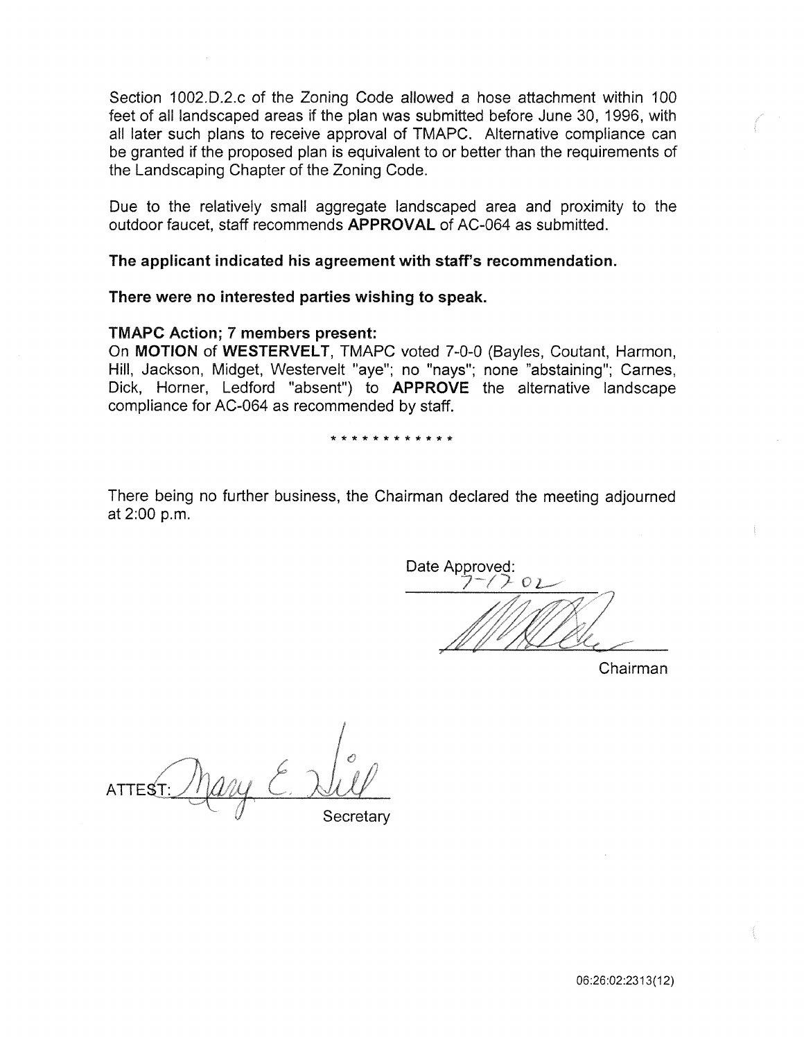Section 1002.D.2.c of the Zoning Code allowed a hose attachment within 100 feet of all landscaped areas if the plan was submitted before June 30, 1996, with all later such plans to receive approval of TMAPC. Alternative compliance can be granted if the proposed plan is equivalent to or better than the requirements of the Landscaping Chapter of the Zoning Code.

Due to the relatively small aggregate landscaped area and proximity to the outdoor faucet, staff recommends **APPROVAL** of AC-064 as submitted.

**The applicant indicated his agreement with staff's recommendation.**

**There were no interested parties wishing to speak.**

**TMAPC Action; 7 members present:**
On **MOTION** of **WESTERVELT**, TMAPC voted 7-0-0 (Bayles, Coutant, Harmon, Hill, Jackson, Midget, Westervelt "aye"; no "nays"; none "abstaining"; Carnes, Dick, Horner, Ledford "absent") to **APPROVE** the alternative landscape compliance for AC-064 as recommended by staff.

\* \* \* \* \* \* \* \* \* \* \* \*

There being no further business, the Chairman declared the meeting adjourned at 2:00 p.m.

Date Approved:
7-17-02

Chairman

ATTEST: Mary E. Hill
Secretary

06:26:02:2313(12)